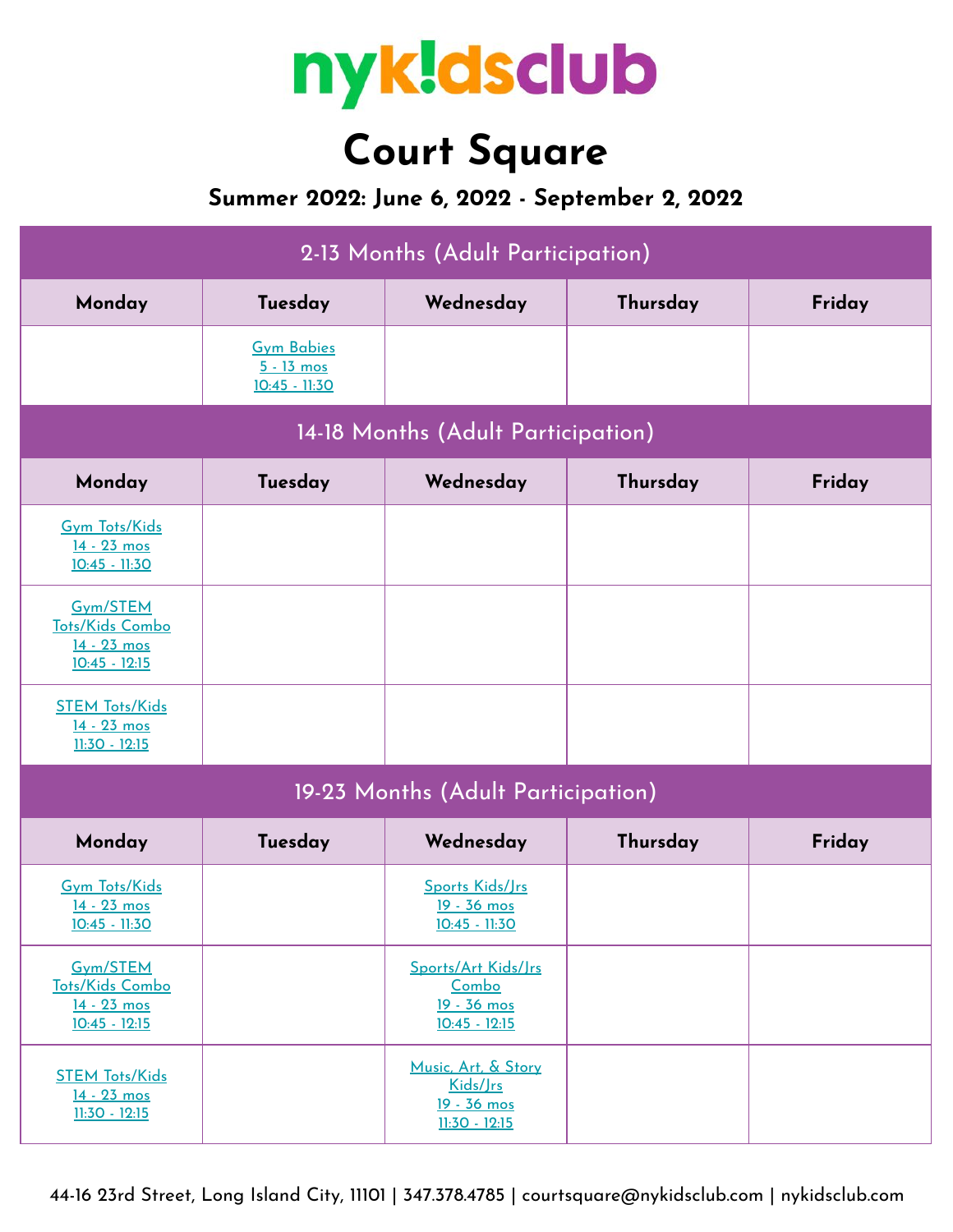# nyk!dsclub

# Court Square

## Summer 2022: June 6, 2022 - September 2, 2022

| 2-13 Months (Adult Participation) | | | | |
|---|---|---|---|---|
| **Monday** | **Tuesday** | **Wednesday** | **Thursday** | **Friday** |
| | Gym Babies<br>5 - 13 mos<br>10:45 - 11:30 | | | |

| 14-18 Months (Adult Participation) | | | | |
|---|---|---|---|---|
| **Monday** | **Tuesday** | **Wednesday** | **Thursday** | **Friday** |
| Gym Tots/Kids<br>14 - 23 mos<br>10:45 - 11:30 | | | | |
| Gym/STEM Tots/Kids Combo<br>14 - 23 mos<br>10:45 - 12:15 | | | | |
| STEM Tots/Kids<br>14 - 23 mos<br>11:30 - 12:15 | | | | |

| 19-23 Months (Adult Participation) | | | | |
|---|---|---|---|---|
| **Monday** | **Tuesday** | **Wednesday** | **Thursday** | **Friday** |
| Gym Tots/Kids<br>14 - 23 mos<br>10:45 - 11:30 | | Sports Kids/Jrs<br>19 - 36 mos<br>10:45 - 11:30 | | |
| Gym/STEM Tots/Kids Combo<br>14 - 23 mos<br>10:45 - 12:15 | | Sports/Art Kids/Jrs Combo<br>19 - 36 mos<br>10:45 - 12:15 | | |
| STEM Tots/Kids<br>14 - 23 mos<br>11:30 - 12:15 | | Music, Art, & Story Kids/Jrs<br>19 - 36 mos<br>11:30 - 12:15 | | |

44-16 23rd Street, Long Island City, 11101 | 347.378.4785 | courtsquare@nykidsclub.com | nykidsclub.com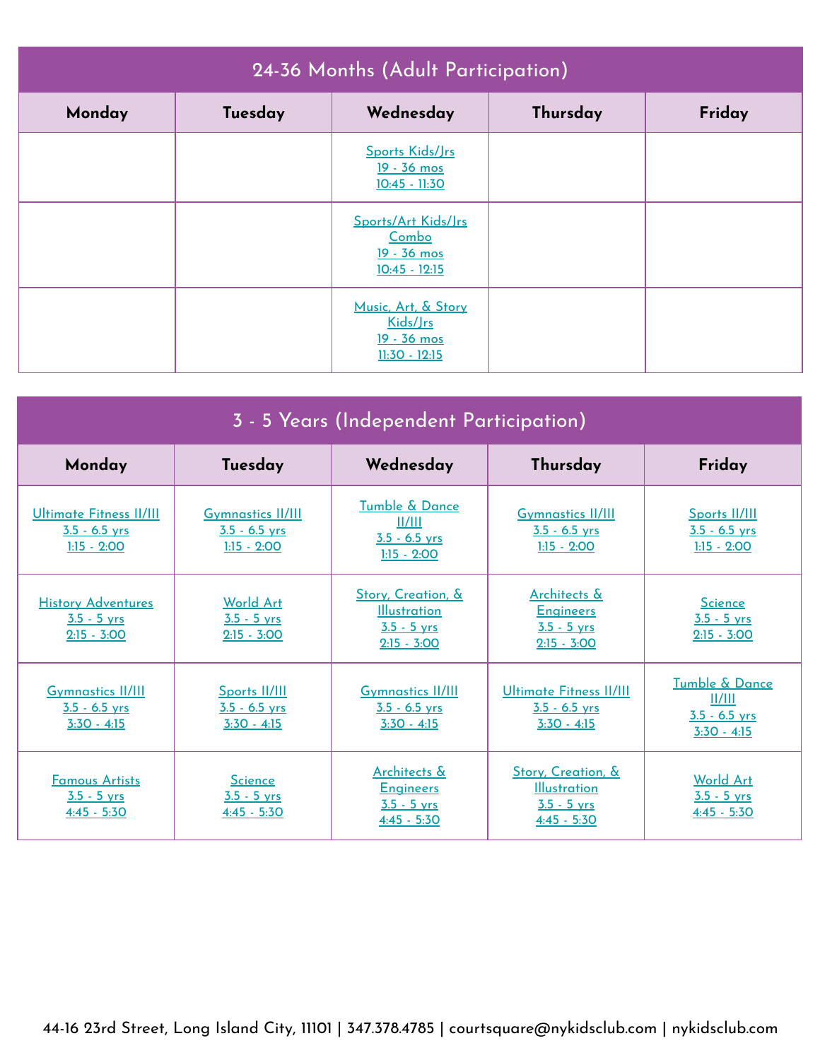## 24-36 Months (Adult Participation)

| Monday | Tuesday | Wednesday | Thursday | Friday |
|---|---|---|---|---|
| | | Sports Kids/Jrs<br>19 - 36 mos<br>10:45 - 11:30 | | |
| | | Sports/Art Kids/Jrs Combo<br>19 - 36 mos<br>10:45 - 12:15 | | |
| | | Music, Art, & Story Kids/Jrs<br>19 - 36 mos<br>11:30 - 12:15 | | |

## 3 - 5 Years (Independent Participation)

| Monday | Tuesday | Wednesday | Thursday | Friday |
|---|---|---|---|---|
| Ultimate Fitness II/III<br>3.5 - 6.5 yrs<br>1:15 - 2:00 | Gymnastics II/III<br>3.5 - 6.5 yrs<br>1:15 - 2:00 | Tumble & Dance II/III<br>3.5 - 6.5 yrs<br>1:15 - 2:00 | Gymnastics II/III<br>3.5 - 6.5 yrs<br>1:15 - 2:00 | Sports II/III<br>3.5 - 6.5 yrs<br>1:15 - 2:00 |
| History Adventures<br>3.5 - 5 yrs<br>2:15 - 3:00 | World Art<br>3.5 - 5 yrs<br>2:15 - 3:00 | Story, Creation, & Illustration<br>3.5 - 5 yrs<br>2:15 - 3:00 | Architects & Engineers<br>3.5 - 5 yrs<br>2:15 - 3:00 | Science<br>3.5 - 5 yrs<br>2:15 - 3:00 |
| Gymnastics II/III<br>3.5 - 6.5 yrs<br>3:30 - 4:15 | Sports II/III<br>3.5 - 6.5 yrs<br>3:30 - 4:15 | Gymnastics II/III<br>3.5 - 6.5 yrs<br>3:30 - 4:15 | Ultimate Fitness II/III<br>3.5 - 6.5 yrs<br>3:30 - 4:15 | Tumble & Dance II/III<br>3.5 - 6.5 yrs<br>3:30 - 4:15 |
| Famous Artists<br>3.5 - 5 yrs<br>4:45 - 5:30 | Science<br>3.5 - 5 yrs<br>4:45 - 5:30 | Architects & Engineers<br>3.5 - 5 yrs<br>4:45 - 5:30 | Story, Creation, & Illustration<br>3.5 - 5 yrs<br>4:45 - 5:30 | World Art<br>3.5 - 5 yrs<br>4:45 - 5:30 |

44-16 23rd Street, Long Island City, 11101 | 347.378.4785 | courtsquare@nykidsclub.com | nykidsclub.com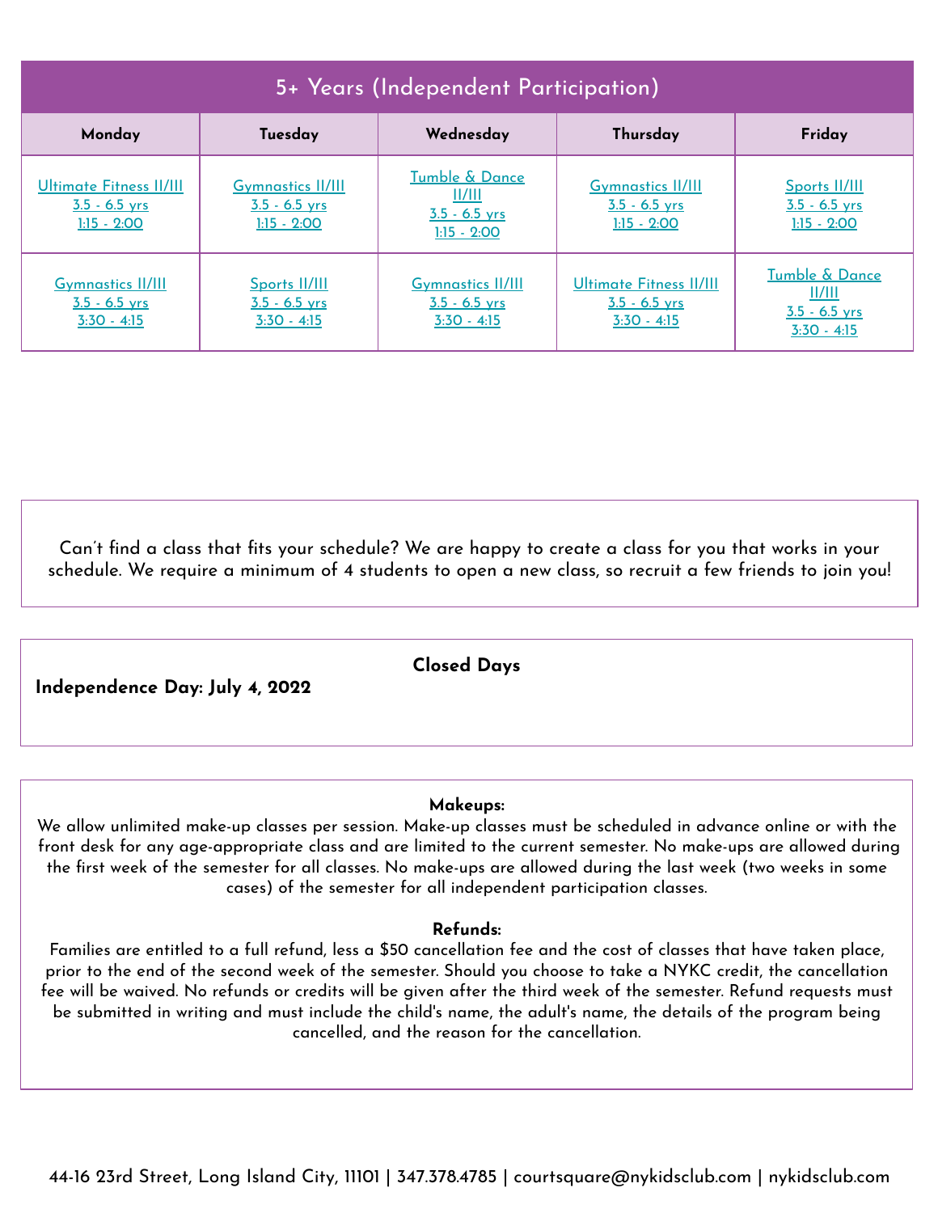## 5+ Years (Independent Participation)

| Monday | Tuesday | Wednesday | Thursday | Friday |
| --- | --- | --- | --- | --- |
| Ultimate Fitness II/III<br>3.5 - 6.5 yrs<br>1:15 - 2:00 | Gymnastics II/III<br>3.5 - 6.5 yrs<br>1:15 - 2:00 | Tumble & Dance II/III<br>3.5 - 6.5 yrs<br>1:15 - 2:00 | Gymnastics II/III<br>3.5 - 6.5 yrs<br>1:15 - 2:00 | Sports II/III<br>3.5 - 6.5 yrs<br>1:15 - 2:00 |
| Gymnastics II/III<br>3.5 - 6.5 yrs<br>3:30 - 4:15 | Sports II/III<br>3.5 - 6.5 yrs<br>3:30 - 4:15 | Gymnastics II/III<br>3.5 - 6.5 yrs<br>3:30 - 4:15 | Ultimate Fitness II/III<br>3.5 - 6.5 yrs<br>3:30 - 4:15 | Tumble & Dance II/III<br>3.5 - 6.5 yrs<br>3:30 - 4:15 |

Can't find a class that fits your schedule? We are happy to create a class for you that works in your schedule. We require a minimum of 4 students to open a new class, so recruit a few friends to join you!

**Closed Days**

**Independence Day: July 4, 2022**

**Makeups:**

We allow unlimited make-up classes per session. Make-up classes must be scheduled in advance online or with the front desk for any age-appropriate class and are limited to the current semester. No make-ups are allowed during the first week of the semester for all classes. No make-ups are allowed during the last week (two weeks in some cases) of the semester for all independent participation classes.

**Refunds:**

Families are entitled to a full refund, less a $50 cancellation fee and the cost of classes that have taken place, prior to the end of the second week of the semester. Should you choose to take a NYKC credit, the cancellation fee will be waived. No refunds or credits will be given after the third week of the semester. Refund requests must be submitted in writing and must include the child's name, the adult's name, the details of the program being cancelled, and the reason for the cancellation.

44-16 23rd Street, Long Island City, 11101 | 347.378.4785 | courtsquare@nykidsclub.com | nykidsclub.com